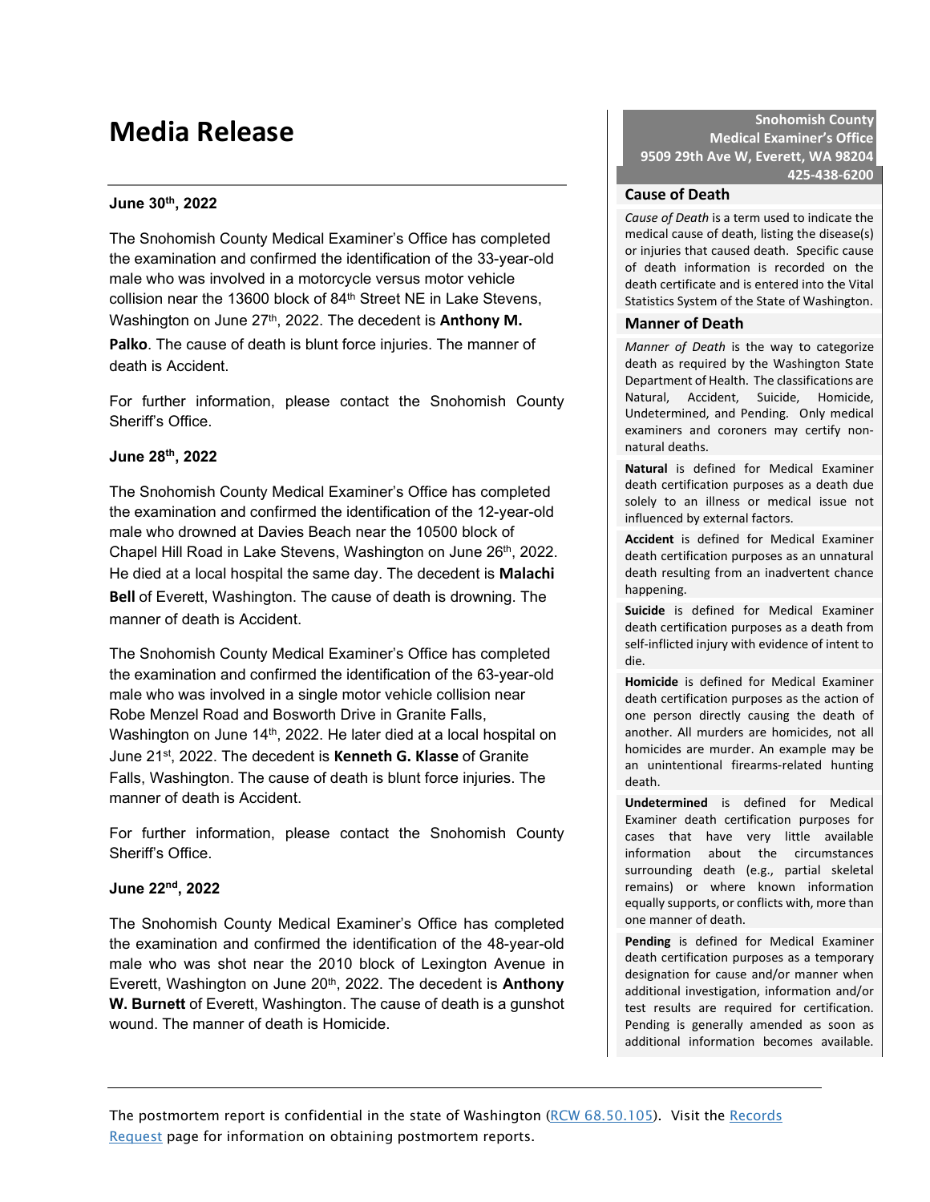# Media Release

**June 30th, 2022**

The Snohomish County Medical Examiner's Office has completed the examination and confirmed the identification of the 33-year-old male who was involved in a motorcycle versus motor vehicle collision near the 13600 block of 84th Street NE in Lake Stevens, Washington on June 27th, 2022. The decedent is **Anthony M. Palko**. The cause of death is blunt force injuries. The manner of death is Accident.

For further information, please contact the Snohomish County Sheriff's Office.

**June 28th, 2022**

The Snohomish County Medical Examiner's Office has completed the examination and confirmed the identification of the 12-year-old male who drowned at Davies Beach near the 10500 block of Chapel Hill Road in Lake Stevens, Washington on June 26th, 2022. He died at a local hospital the same day. The decedent is **Malachi Bell** of Everett, Washington. The cause of death is drowning. The manner of death is Accident.

The Snohomish County Medical Examiner's Office has completed the examination and confirmed the identification of the 63-year-old male who was involved in a single motor vehicle collision near Robe Menzel Road and Bosworth Drive in Granite Falls, Washington on June 14th, 2022. He later died at a local hospital on June 21st, 2022. The decedent is **Kenneth G. Klasse** of Granite Falls, Washington. The cause of death is blunt force injuries. The manner of death is Accident.

For further information, please contact the Snohomish County Sheriff's Office.

**June 22nd, 2022**

The Snohomish County Medical Examiner's Office has completed the examination and confirmed the identification of the 48-year-old male who was shot near the 2010 block of Lexington Avenue in Everett, Washington on June 20th, 2022. The decedent is **Anthony W. Burnett** of Everett, Washington. The cause of death is a gunshot wound. The manner of death is Homicide.

**Snohomish County Medical Examiner's Office**
**9509 29th Ave W, Everett, WA 98204**
**425-438-6200**

### Cause of Death

*Cause of Death* is a term used to indicate the medical cause of death, listing the disease(s) or injuries that caused death. Specific cause of death information is recorded on the death certificate and is entered into the Vital Statistics System of the State of Washington.

### Manner of Death

*Manner of Death* is the way to categorize death as required by the Washington State Department of Health. The classifications are Natural, Accident, Suicide, Homicide, Undetermined, and Pending. Only medical examiners and coroners may certify non-natural deaths.

**Natural** is defined for Medical Examiner death certification purposes as a death due solely to an illness or medical issue not influenced by external factors.

**Accident** is defined for Medical Examiner death certification purposes as an unnatural death resulting from an inadvertent chance happening.

**Suicide** is defined for Medical Examiner death certification purposes as a death from self-inflicted injury with evidence of intent to die.

**Homicide** is defined for Medical Examiner death certification purposes as the action of one person directly causing the death of another. All murders are homicides, not all homicides are murder. An example may be an unintentional firearms-related hunting death.

**Undetermined** is defined for Medical Examiner death certification purposes for cases that have very little available information about the circumstances surrounding death (e.g., partial skeletal remains) or where known information equally supports, or conflicts with, more than one manner of death.

**Pending** is defined for Medical Examiner death certification purposes as a temporary designation for cause and/or manner when additional investigation, information and/or test results are required for certification. Pending is generally amended as soon as additional information becomes available.

The postmortem report is confidential in the state of Washington (RCW 68.50.105). Visit the Records Request page for information on obtaining postmortem reports.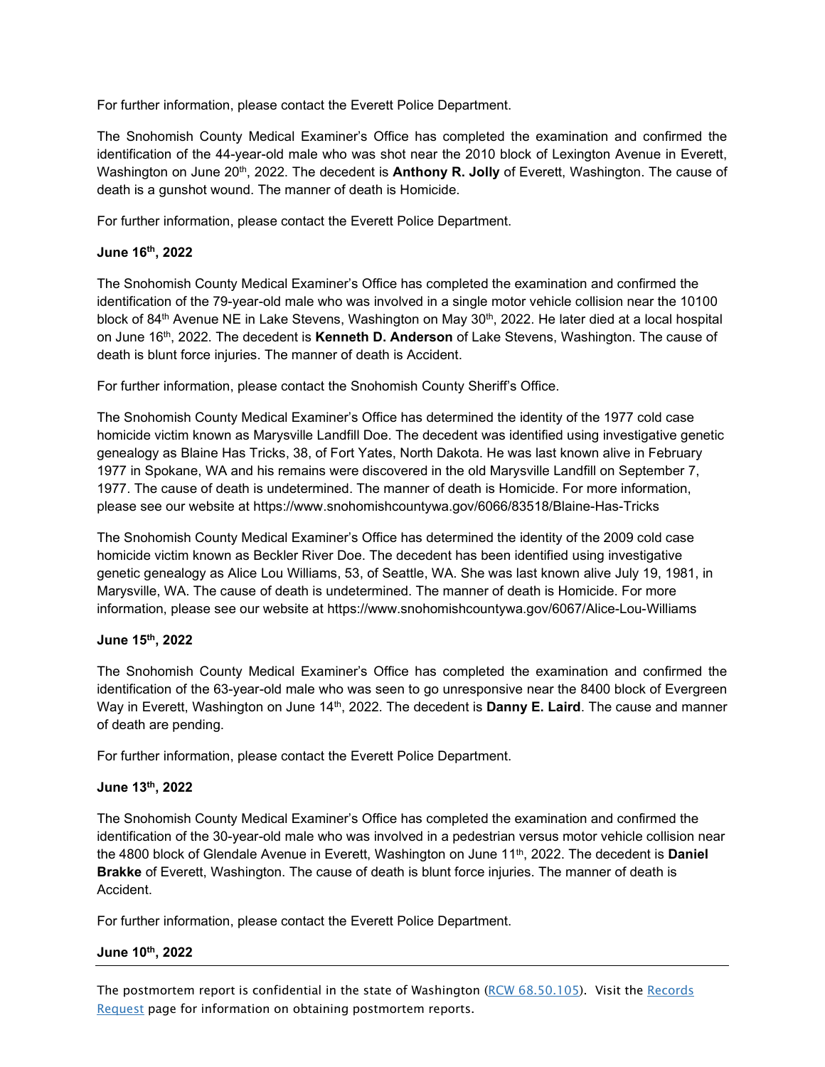For further information, please contact the Everett Police Department.

The Snohomish County Medical Examiner's Office has completed the examination and confirmed the identification of the 44-year-old male who was shot near the 2010 block of Lexington Avenue in Everett, Washington on June 20th, 2022. The decedent is **Anthony R. Jolly** of Everett, Washington. The cause of death is a gunshot wound. The manner of death is Homicide.

For further information, please contact the Everett Police Department.

**June 16th, 2022**

The Snohomish County Medical Examiner's Office has completed the examination and confirmed the identification of the 79-year-old male who was involved in a single motor vehicle collision near the 10100 block of 84th Avenue NE in Lake Stevens, Washington on May 30th, 2022. He later died at a local hospital on June 16th, 2022. The decedent is **Kenneth D. Anderson** of Lake Stevens, Washington. The cause of death is blunt force injuries. The manner of death is Accident.

For further information, please contact the Snohomish County Sheriff's Office.

The Snohomish County Medical Examiner's Office has determined the identity of the 1977 cold case homicide victim known as Marysville Landfill Doe. The decedent was identified using investigative genetic genealogy as Blaine Has Tricks, 38, of Fort Yates, North Dakota. He was last known alive in February 1977 in Spokane, WA and his remains were discovered in the old Marysville Landfill on September 7, 1977. The cause of death is undetermined. The manner of death is Homicide. For more information, please see our website at https://www.snohomishcountywa.gov/6066/83518/Blaine-Has-Tricks

The Snohomish County Medical Examiner's Office has determined the identity of the 2009 cold case homicide victim known as Beckler River Doe. The decedent has been identified using investigative genetic genealogy as Alice Lou Williams, 53, of Seattle, WA. She was last known alive July 19, 1981, in Marysville, WA. The cause of death is undetermined. The manner of death is Homicide. For more information, please see our website at https://www.snohomishcountywa.gov/6067/Alice-Lou-Williams

**June 15th, 2022**

The Snohomish County Medical Examiner's Office has completed the examination and confirmed the identification of the 63-year-old male who was seen to go unresponsive near the 8400 block of Evergreen Way in Everett, Washington on June 14th, 2022. The decedent is **Danny E. Laird**. The cause and manner of death are pending.

For further information, please contact the Everett Police Department.

**June 13th, 2022**

The Snohomish County Medical Examiner's Office has completed the examination and confirmed the identification of the 30-year-old male who was involved in a pedestrian versus motor vehicle collision near the 4800 block of Glendale Avenue in Everett, Washington on June 11th, 2022. The decedent is **Daniel Brakke** of Everett, Washington. The cause of death is blunt force injuries. The manner of death is Accident.

For further information, please contact the Everett Police Department.

**June 10th, 2022**

---

The postmortem report is confidential in the state of Washington (RCW 68.50.105). Visit the Records Request page for information on obtaining postmortem reports.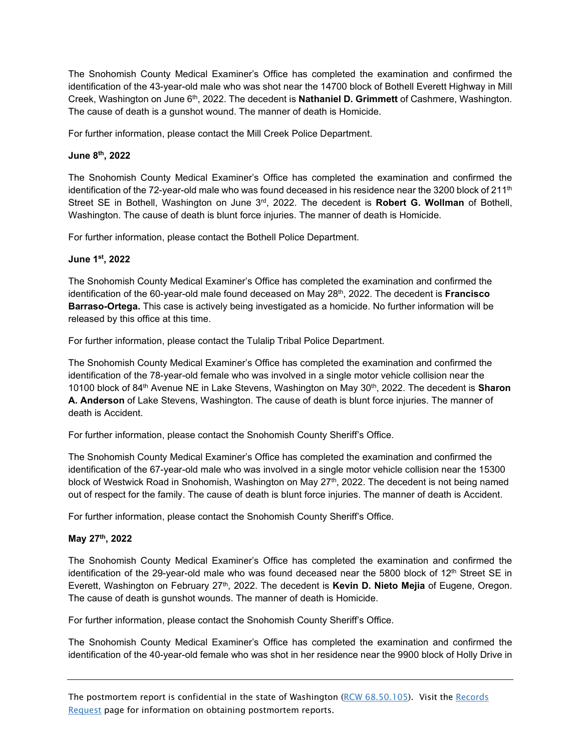The Snohomish County Medical Examiner's Office has completed the examination and confirmed the identification of the 43-year-old male who was shot near the 14700 block of Bothell Everett Highway in Mill Creek, Washington on June 6th, 2022. The decedent is **Nathaniel D. Grimmett** of Cashmere, Washington. The cause of death is a gunshot wound. The manner of death is Homicide.

For further information, please contact the Mill Creek Police Department.

**June 8th, 2022**

The Snohomish County Medical Examiner's Office has completed the examination and confirmed the identification of the 72-year-old male who was found deceased in his residence near the 3200 block of 211th Street SE in Bothell, Washington on June 3rd, 2022. The decedent is **Robert G. Wollman** of Bothell, Washington. The cause of death is blunt force injuries. The manner of death is Homicide.

For further information, please contact the Bothell Police Department.

**June 1st, 2022**

The Snohomish County Medical Examiner's Office has completed the examination and confirmed the identification of the 60-year-old male found deceased on May 28th, 2022. The decedent is **Francisco Barraso-Ortega.** This case is actively being investigated as a homicide. No further information will be released by this office at this time.

For further information, please contact the Tulalip Tribal Police Department.

The Snohomish County Medical Examiner's Office has completed the examination and confirmed the identification of the 78-year-old female who was involved in a single motor vehicle collision near the 10100 block of 84th Avenue NE in Lake Stevens, Washington on May 30th, 2022. The decedent is **Sharon A. Anderson** of Lake Stevens, Washington. The cause of death is blunt force injuries. The manner of death is Accident.

For further information, please contact the Snohomish County Sheriff's Office.

The Snohomish County Medical Examiner's Office has completed the examination and confirmed the identification of the 67-year-old male who was involved in a single motor vehicle collision near the 15300 block of Westwick Road in Snohomish, Washington on May 27th, 2022. The decedent is not being named out of respect for the family. The cause of death is blunt force injuries. The manner of death is Accident.

For further information, please contact the Snohomish County Sheriff's Office.

**May 27th, 2022**

The Snohomish County Medical Examiner's Office has completed the examination and confirmed the identification of the 29-year-old male who was found deceased near the 5800 block of 12th Street SE in Everett, Washington on February 27th, 2022. The decedent is **Kevin D. Nieto Mejia** of Eugene, Oregon. The cause of death is gunshot wounds. The manner of death is Homicide.

For further information, please contact the Snohomish County Sheriff's Office.

The Snohomish County Medical Examiner's Office has completed the examination and confirmed the identification of the 40-year-old female who was shot in her residence near the 9900 block of Holly Drive in

---

The postmortem report is confidential in the state of Washington (RCW 68.50.105). Visit the Records Request page for information on obtaining postmortem reports.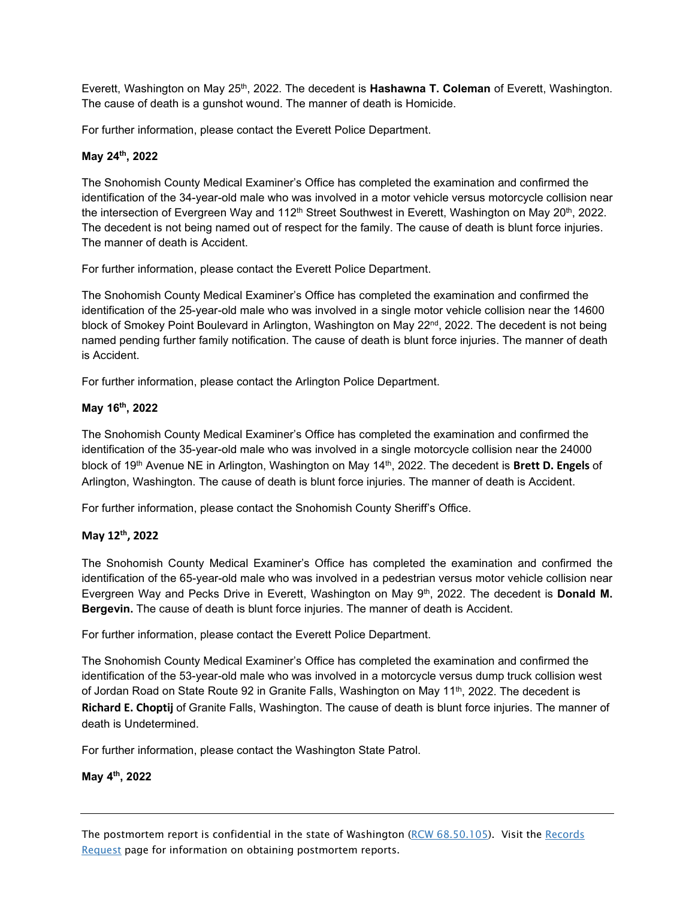Everett, Washington on May 25th, 2022. The decedent is **Hashawna T. Coleman** of Everett, Washington. The cause of death is a gunshot wound. The manner of death is Homicide.

For further information, please contact the Everett Police Department.

**May 24th, 2022**

The Snohomish County Medical Examiner's Office has completed the examination and confirmed the identification of the 34-year-old male who was involved in a motor vehicle versus motorcycle collision near the intersection of Evergreen Way and 112th Street Southwest in Everett, Washington on May 20th, 2022. The decedent is not being named out of respect for the family. The cause of death is blunt force injuries. The manner of death is Accident.

For further information, please contact the Everett Police Department.

The Snohomish County Medical Examiner's Office has completed the examination and confirmed the identification of the 25-year-old male who was involved in a single motor vehicle collision near the 14600 block of Smokey Point Boulevard in Arlington, Washington on May 22nd, 2022. The decedent is not being named pending further family notification. The cause of death is blunt force injuries. The manner of death is Accident.

For further information, please contact the Arlington Police Department.

**May 16th, 2022**

The Snohomish County Medical Examiner's Office has completed the examination and confirmed the identification of the 35-year-old male who was involved in a single motorcycle collision near the 24000 block of 19th Avenue NE in Arlington, Washington on May 14th, 2022. The decedent is **Brett D. Engels** of Arlington, Washington. The cause of death is blunt force injuries. The manner of death is Accident.

For further information, please contact the Snohomish County Sheriff's Office.

**May 12th, 2022**

The Snohomish County Medical Examiner's Office has completed the examination and confirmed the identification of the 65-year-old male who was involved in a pedestrian versus motor vehicle collision near Evergreen Way and Pecks Drive in Everett, Washington on May 9th, 2022. The decedent is **Donald M. Bergevin.** The cause of death is blunt force injuries. The manner of death is Accident.

For further information, please contact the Everett Police Department.

The Snohomish County Medical Examiner's Office has completed the examination and confirmed the identification of the 53-year-old male who was involved in a motorcycle versus dump truck collision west of Jordan Road on State Route 92 in Granite Falls, Washington on May 11th, 2022. The decedent is **Richard E. Choptij** of Granite Falls, Washington. The cause of death is blunt force injuries. The manner of death is Undetermined.

For further information, please contact the Washington State Patrol.

**May 4th, 2022**

---

The postmortem report is confidential in the state of Washington (RCW 68.50.105). Visit the Records Request page for information on obtaining postmortem reports.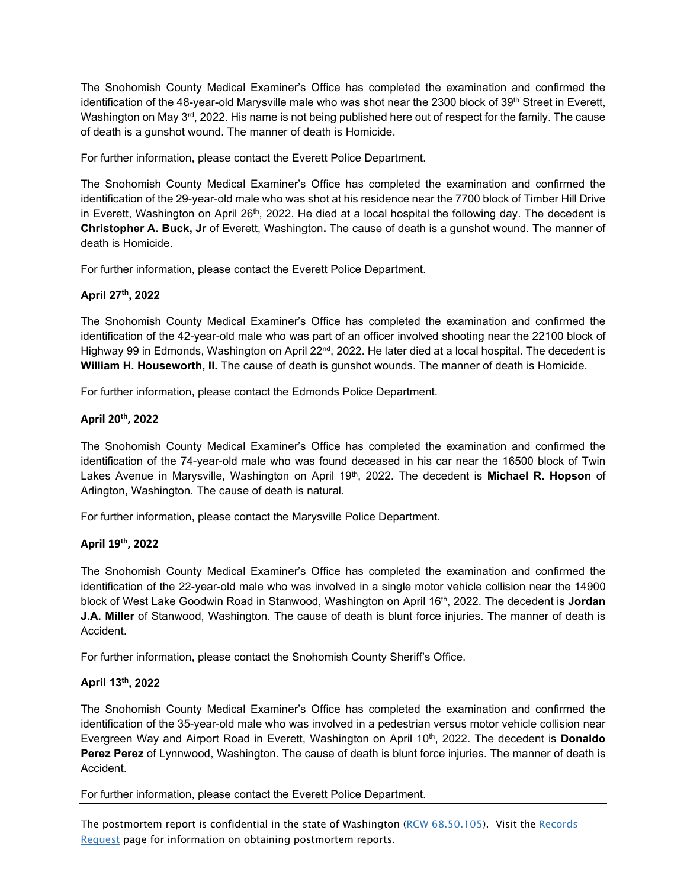The Snohomish County Medical Examiner's Office has completed the examination and confirmed the identification of the 48-year-old Marysville male who was shot near the 2300 block of 39th Street in Everett, Washington on May 3rd, 2022. His name is not being published here out of respect for the family. The cause of death is a gunshot wound. The manner of death is Homicide.

For further information, please contact the Everett Police Department.

The Snohomish County Medical Examiner's Office has completed the examination and confirmed the identification of the 29-year-old male who was shot at his residence near the 7700 block of Timber Hill Drive in Everett, Washington on April 26th, 2022. He died at a local hospital the following day. The decedent is **Christopher A. Buck, Jr** of Everett, Washington**.** The cause of death is a gunshot wound. The manner of death is Homicide.

For further information, please contact the Everett Police Department.

**April 27th, 2022**

The Snohomish County Medical Examiner's Office has completed the examination and confirmed the identification of the 42-year-old male who was part of an officer involved shooting near the 22100 block of Highway 99 in Edmonds, Washington on April 22nd, 2022. He later died at a local hospital. The decedent is **William H. Houseworth, II.** The cause of death is gunshot wounds. The manner of death is Homicide.

For further information, please contact the Edmonds Police Department.

**April 20th, 2022**

The Snohomish County Medical Examiner's Office has completed the examination and confirmed the identification of the 74-year-old male who was found deceased in his car near the 16500 block of Twin Lakes Avenue in Marysville, Washington on April 19th, 2022. The decedent is **Michael R. Hopson** of Arlington, Washington. The cause of death is natural.

For further information, please contact the Marysville Police Department.

**April 19th, 2022**

The Snohomish County Medical Examiner's Office has completed the examination and confirmed the identification of the 22-year-old male who was involved in a single motor vehicle collision near the 14900 block of West Lake Goodwin Road in Stanwood, Washington on April 16th, 2022. The decedent is **Jordan J.A. Miller** of Stanwood, Washington. The cause of death is blunt force injuries. The manner of death is Accident.

For further information, please contact the Snohomish County Sheriff's Office.

**April 13th, 2022**

The Snohomish County Medical Examiner's Office has completed the examination and confirmed the identification of the 35-year-old male who was involved in a pedestrian versus motor vehicle collision near Evergreen Way and Airport Road in Everett, Washington on April 10th, 2022. The decedent is **Donaldo Perez Perez** of Lynnwood, Washington. The cause of death is blunt force injuries. The manner of death is Accident.

For further information, please contact the Everett Police Department.

---

The postmortem report is confidential in the state of Washington (RCW 68.50.105). Visit the Records Request page for information on obtaining postmortem reports.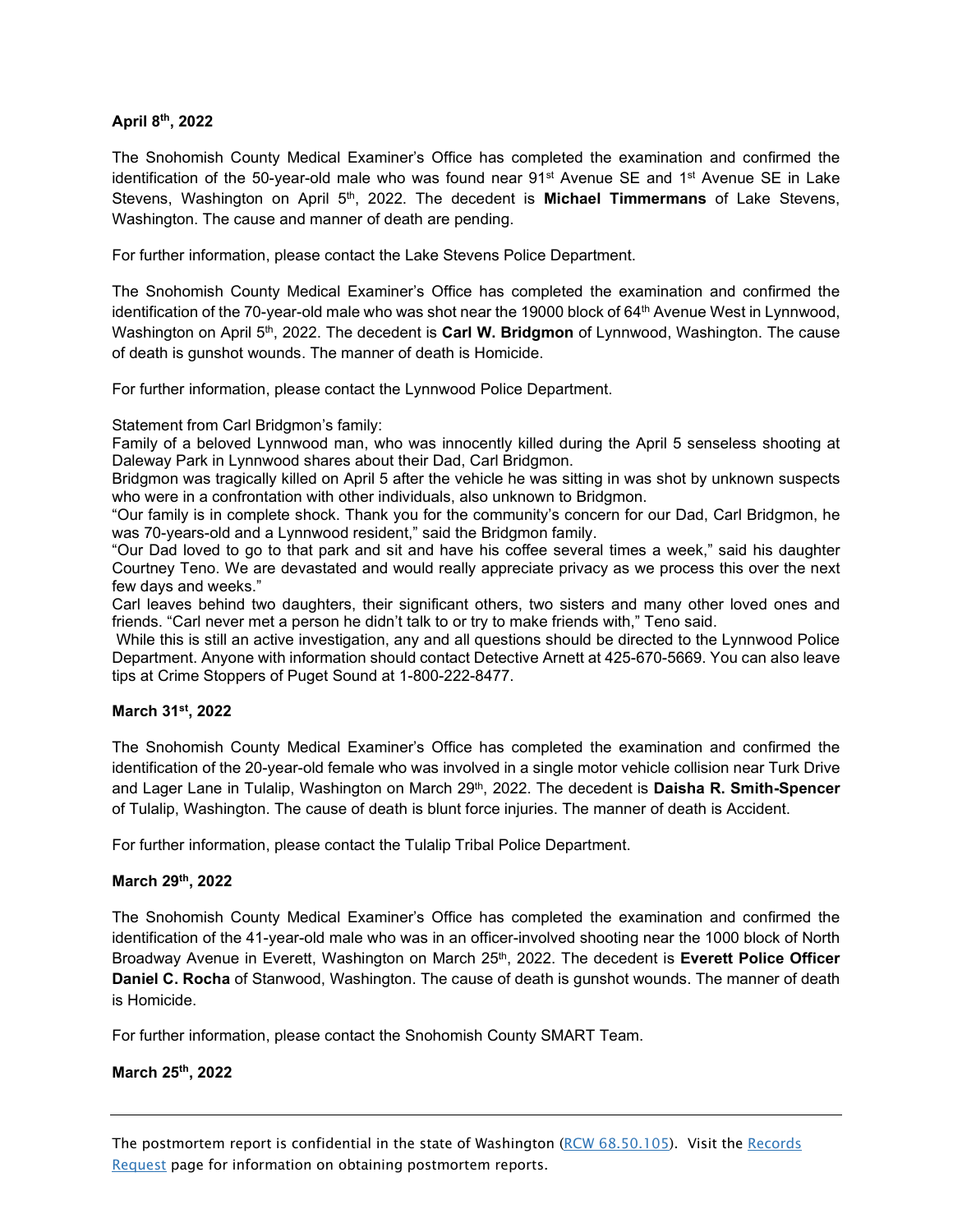**April 8th, 2022**

The Snohomish County Medical Examiner's Office has completed the examination and confirmed the identification of the 50-year-old male who was found near 91st Avenue SE and 1st Avenue SE in Lake Stevens, Washington on April 5th, 2022. The decedent is **Michael Timmermans** of Lake Stevens, Washington. The cause and manner of death are pending.

For further information, please contact the Lake Stevens Police Department.

The Snohomish County Medical Examiner's Office has completed the examination and confirmed the identification of the 70-year-old male who was shot near the 19000 block of 64th Avenue West in Lynnwood, Washington on April 5th, 2022. The decedent is **Carl W. Bridgmon** of Lynnwood, Washington. The cause of death is gunshot wounds. The manner of death is Homicide.

For further information, please contact the Lynnwood Police Department.

Statement from Carl Bridgmon's family:
Family of a beloved Lynnwood man, who was innocently killed during the April 5 senseless shooting at Daleway Park in Lynnwood shares about their Dad, Carl Bridgmon.
Bridgmon was tragically killed on April 5 after the vehicle he was sitting in was shot by unknown suspects who were in a confrontation with other individuals, also unknown to Bridgmon.
"Our family is in complete shock. Thank you for the community's concern for our Dad, Carl Bridgmon, he was 70-years-old and a Lynnwood resident," said the Bridgmon family.
"Our Dad loved to go to that park and sit and have his coffee several times a week," said his daughter Courtney Teno. We are devastated and would really appreciate privacy as we process this over the next few days and weeks."
Carl leaves behind two daughters, their significant others, two sisters and many other loved ones and friends. "Carl never met a person he didn't talk to or try to make friends with," Teno said.
While this is still an active investigation, any and all questions should be directed to the Lynnwood Police Department. Anyone with information should contact Detective Arnett at 425-670-5669. You can also leave tips at Crime Stoppers of Puget Sound at 1-800-222-8477.

**March 31st, 2022**

The Snohomish County Medical Examiner's Office has completed the examination and confirmed the identification of the 20-year-old female who was involved in a single motor vehicle collision near Turk Drive and Lager Lane in Tulalip, Washington on March 29th, 2022. The decedent is **Daisha R. Smith-Spencer** of Tulalip, Washington. The cause of death is blunt force injuries. The manner of death is Accident.

For further information, please contact the Tulalip Tribal Police Department.

**March 29th, 2022**

The Snohomish County Medical Examiner's Office has completed the examination and confirmed the identification of the 41-year-old male who was in an officer-involved shooting near the 1000 block of North Broadway Avenue in Everett, Washington on March 25th, 2022. The decedent is **Everett Police Officer Daniel C. Rocha** of Stanwood, Washington. The cause of death is gunshot wounds. The manner of death is Homicide.

For further information, please contact the Snohomish County SMART Team.

**March 25th, 2022**

---

The postmortem report is confidential in the state of Washington (RCW 68.50.105). Visit the Records Request page for information on obtaining postmortem reports.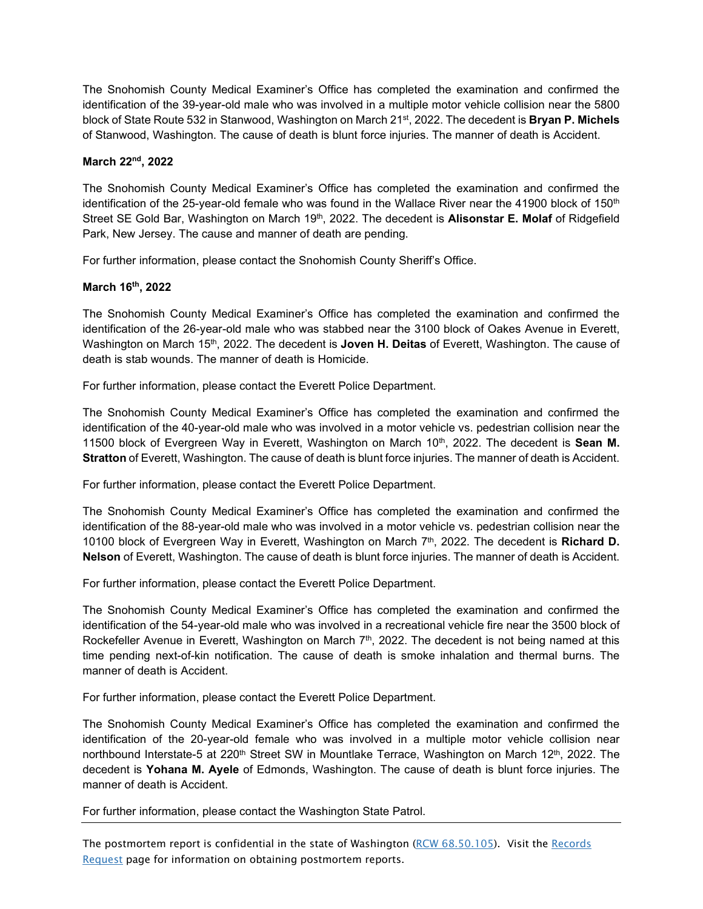The Snohomish County Medical Examiner's Office has completed the examination and confirmed the identification of the 39-year-old male who was involved in a multiple motor vehicle collision near the 5800 block of State Route 532 in Stanwood, Washington on March 21st, 2022. The decedent is **Bryan P. Michels** of Stanwood, Washington. The cause of death is blunt force injuries. The manner of death is Accident.

**March 22nd, 2022**

The Snohomish County Medical Examiner's Office has completed the examination and confirmed the identification of the 25-year-old female who was found in the Wallace River near the 41900 block of 150th Street SE Gold Bar, Washington on March 19th, 2022. The decedent is **Alisonstar E. Molaf** of Ridgefield Park, New Jersey. The cause and manner of death are pending.

For further information, please contact the Snohomish County Sheriff's Office.

**March 16th, 2022**

The Snohomish County Medical Examiner's Office has completed the examination and confirmed the identification of the 26-year-old male who was stabbed near the 3100 block of Oakes Avenue in Everett, Washington on March 15th, 2022. The decedent is **Joven H. Deitas** of Everett, Washington. The cause of death is stab wounds. The manner of death is Homicide.

For further information, please contact the Everett Police Department.

The Snohomish County Medical Examiner's Office has completed the examination and confirmed the identification of the 40-year-old male who was involved in a motor vehicle vs. pedestrian collision near the 11500 block of Evergreen Way in Everett, Washington on March 10th, 2022. The decedent is **Sean M. Stratton** of Everett, Washington. The cause of death is blunt force injuries. The manner of death is Accident.

For further information, please contact the Everett Police Department.

The Snohomish County Medical Examiner's Office has completed the examination and confirmed the identification of the 88-year-old male who was involved in a motor vehicle vs. pedestrian collision near the 10100 block of Evergreen Way in Everett, Washington on March 7th, 2022. The decedent is **Richard D. Nelson** of Everett, Washington. The cause of death is blunt force injuries. The manner of death is Accident.

For further information, please contact the Everett Police Department.

The Snohomish County Medical Examiner's Office has completed the examination and confirmed the identification of the 54-year-old male who was involved in a recreational vehicle fire near the 3500 block of Rockefeller Avenue in Everett, Washington on March 7th, 2022. The decedent is not being named at this time pending next-of-kin notification. The cause of death is smoke inhalation and thermal burns. The manner of death is Accident.

For further information, please contact the Everett Police Department.

The Snohomish County Medical Examiner's Office has completed the examination and confirmed the identification of the 20-year-old female who was involved in a multiple motor vehicle collision near northbound Interstate-5 at 220th Street SW in Mountlake Terrace, Washington on March 12th, 2022. The decedent is **Yohana M. Ayele** of Edmonds, Washington. The cause of death is blunt force injuries. The manner of death is Accident.

For further information, please contact the Washington State Patrol.

---

The postmortem report is confidential in the state of Washington (RCW 68.50.105). Visit the Records Request page for information on obtaining postmortem reports.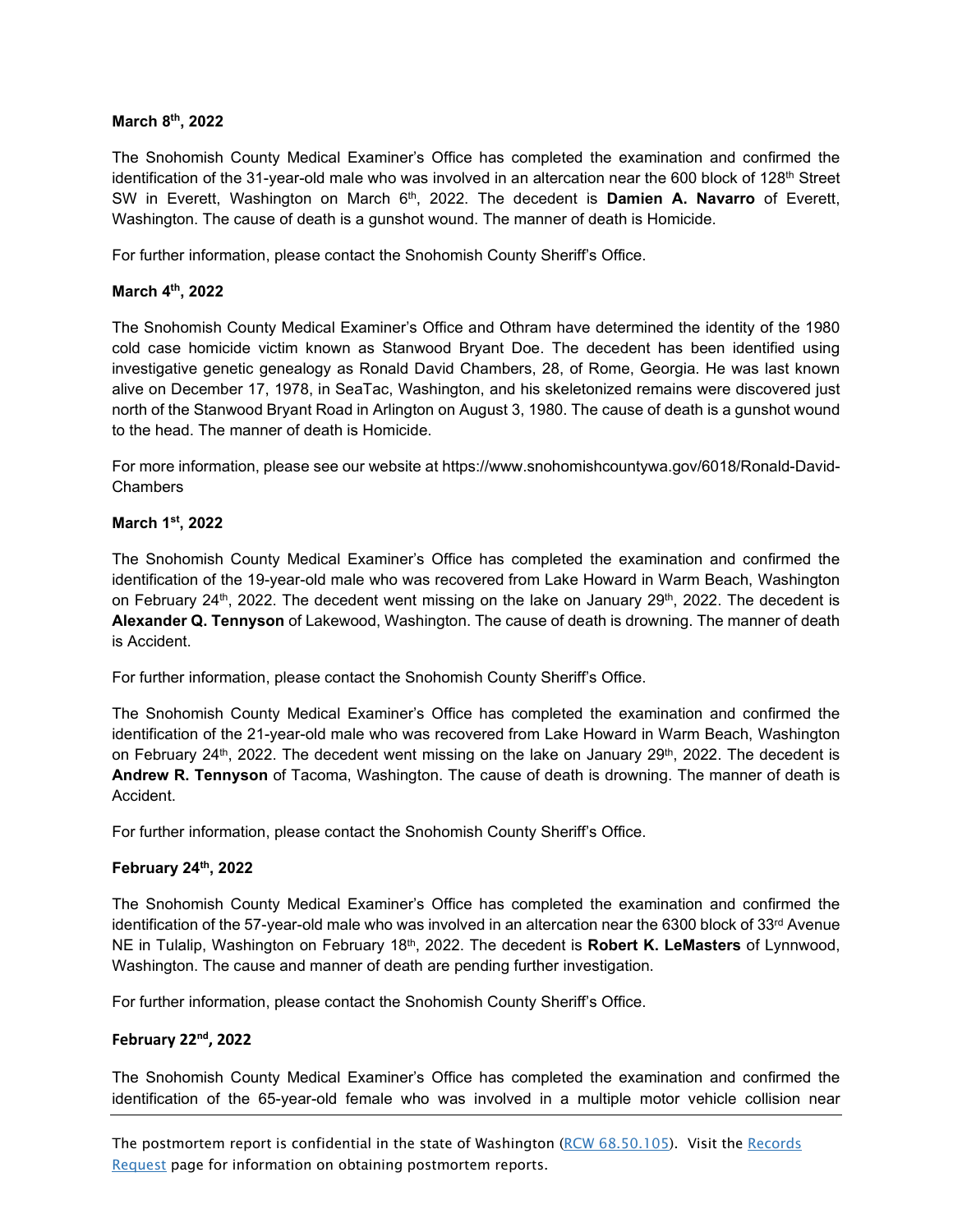**March 8th, 2022**

The Snohomish County Medical Examiner's Office has completed the examination and confirmed the identification of the 31-year-old male who was involved in an altercation near the 600 block of 128th Street SW in Everett, Washington on March 6th, 2022. The decedent is **Damien A. Navarro** of Everett, Washington. The cause of death is a gunshot wound. The manner of death is Homicide.

For further information, please contact the Snohomish County Sheriff's Office.

**March 4th, 2022**

The Snohomish County Medical Examiner's Office and Othram have determined the identity of the 1980 cold case homicide victim known as Stanwood Bryant Doe. The decedent has been identified using investigative genetic genealogy as Ronald David Chambers, 28, of Rome, Georgia. He was last known alive on December 17, 1978, in SeaTac, Washington, and his skeletonized remains were discovered just north of the Stanwood Bryant Road in Arlington on August 3, 1980. The cause of death is a gunshot wound to the head. The manner of death is Homicide.

For more information, please see our website at https://www.snohomishcountywa.gov/6018/Ronald-David-Chambers

**March 1st, 2022**

The Snohomish County Medical Examiner's Office has completed the examination and confirmed the identification of the 19-year-old male who was recovered from Lake Howard in Warm Beach, Washington on February 24th, 2022. The decedent went missing on the lake on January 29th, 2022. The decedent is **Alexander Q. Tennyson** of Lakewood, Washington. The cause of death is drowning. The manner of death is Accident.

For further information, please contact the Snohomish County Sheriff's Office.

The Snohomish County Medical Examiner's Office has completed the examination and confirmed the identification of the 21-year-old male who was recovered from Lake Howard in Warm Beach, Washington on February 24th, 2022. The decedent went missing on the lake on January 29th, 2022. The decedent is **Andrew R. Tennyson** of Tacoma, Washington. The cause of death is drowning. The manner of death is Accident.

For further information, please contact the Snohomish County Sheriff's Office.

**February 24th, 2022**

The Snohomish County Medical Examiner's Office has completed the examination and confirmed the identification of the 57-year-old male who was involved in an altercation near the 6300 block of 33rd Avenue NE in Tulalip, Washington on February 18th, 2022. The decedent is **Robert K. LeMasters** of Lynnwood, Washington. The cause and manner of death are pending further investigation.

For further information, please contact the Snohomish County Sheriff's Office.

**February 22nd, 2022**

The Snohomish County Medical Examiner's Office has completed the examination and confirmed the identification of the 65-year-old female who was involved in a multiple motor vehicle collision near

---

The postmortem report is confidential in the state of Washington ([RCW 68.50.105](RCW 68.50.105)). Visit the [Records Request](Records Request) page for information on obtaining postmortem reports.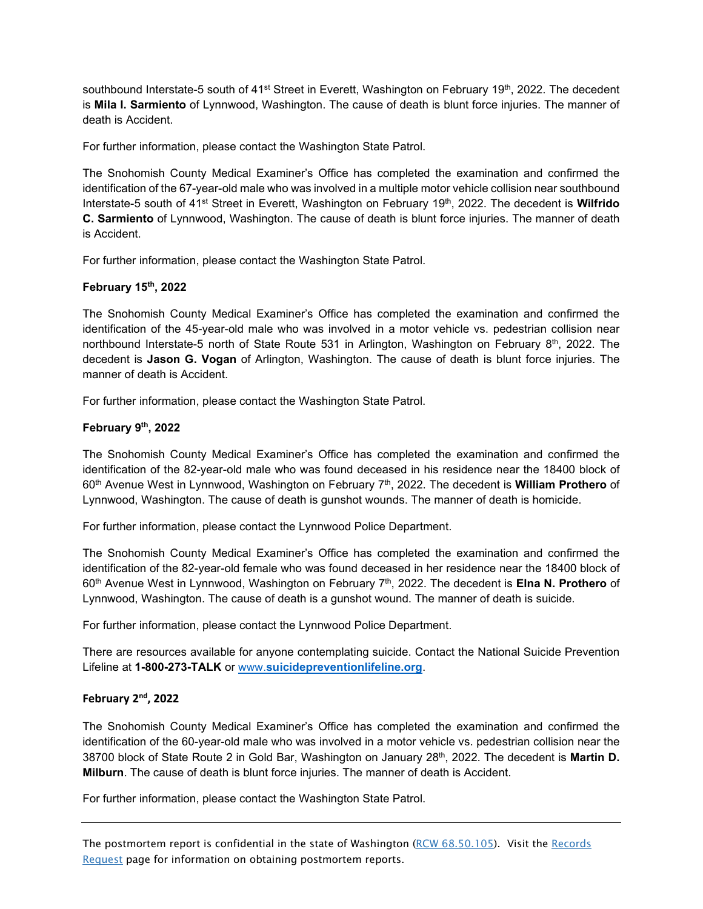southbound Interstate-5 south of 41st Street in Everett, Washington on February 19th, 2022. The decedent is **Mila I. Sarmiento** of Lynnwood, Washington. The cause of death is blunt force injuries. The manner of death is Accident.

For further information, please contact the Washington State Patrol.

The Snohomish County Medical Examiner's Office has completed the examination and confirmed the identification of the 67-year-old male who was involved in a multiple motor vehicle collision near southbound Interstate-5 south of 41st Street in Everett, Washington on February 19th, 2022. The decedent is **Wilfrido C. Sarmiento** of Lynnwood, Washington. The cause of death is blunt force injuries. The manner of death is Accident.

For further information, please contact the Washington State Patrol.

**February 15th, 2022**

The Snohomish County Medical Examiner's Office has completed the examination and confirmed the identification of the 45-year-old male who was involved in a motor vehicle vs. pedestrian collision near northbound Interstate-5 north of State Route 531 in Arlington, Washington on February 8th, 2022. The decedent is **Jason G. Vogan** of Arlington, Washington. The cause of death is blunt force injuries. The manner of death is Accident.

For further information, please contact the Washington State Patrol.

**February 9th, 2022**

The Snohomish County Medical Examiner's Office has completed the examination and confirmed the identification of the 82-year-old male who was found deceased in his residence near the 18400 block of 60th Avenue West in Lynnwood, Washington on February 7th, 2022. The decedent is **William Prothero** of Lynnwood, Washington. The cause of death is gunshot wounds. The manner of death is homicide.

For further information, please contact the Lynnwood Police Department.

The Snohomish County Medical Examiner's Office has completed the examination and confirmed the identification of the 82-year-old female who was found deceased in her residence near the 18400 block of 60th Avenue West in Lynnwood, Washington on February 7th, 2022. The decedent is **Elna N. Prothero** of Lynnwood, Washington. The cause of death is a gunshot wound. The manner of death is suicide.

For further information, please contact the Lynnwood Police Department.

There are resources available for anyone contemplating suicide. Contact the National Suicide Prevention Lifeline at **1-800-273-TALK** or www.**suicidepreventionlifeline.org**.

**February 2nd, 2022**

The Snohomish County Medical Examiner's Office has completed the examination and confirmed the identification of the 60-year-old male who was involved in a motor vehicle vs. pedestrian collision near the 38700 block of State Route 2 in Gold Bar, Washington on January 28th, 2022. The decedent is **Martin D. Milburn**. The cause of death is blunt force injuries. The manner of death is Accident.

For further information, please contact the Washington State Patrol.

---

The postmortem report is confidential in the state of Washington (RCW 68.50.105). Visit the Records Request page for information on obtaining postmortem reports.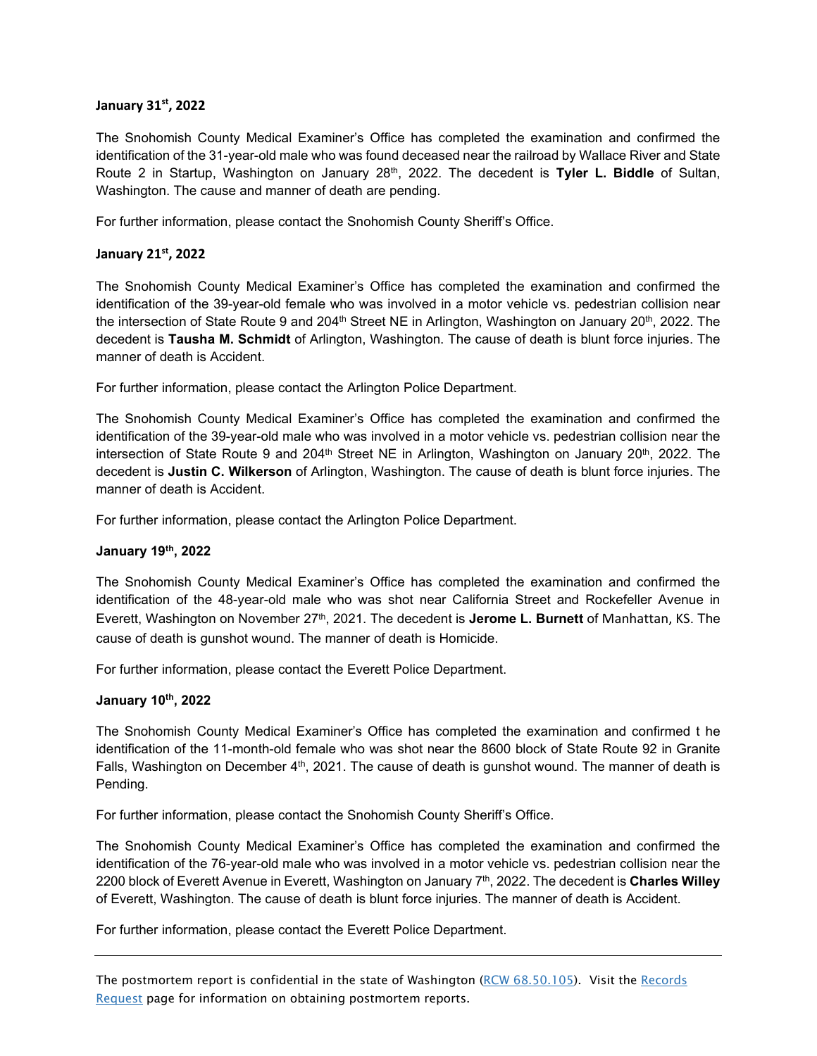**January 31st, 2022**

The Snohomish County Medical Examiner's Office has completed the examination and confirmed the identification of the 31-year-old male who was found deceased near the railroad by Wallace River and State Route 2 in Startup, Washington on January 28th, 2022. The decedent is **Tyler L. Biddle** of Sultan, Washington. The cause and manner of death are pending.

For further information, please contact the Snohomish County Sheriff's Office.

**January 21st, 2022**

The Snohomish County Medical Examiner's Office has completed the examination and confirmed the identification of the 39-year-old female who was involved in a motor vehicle vs. pedestrian collision near the intersection of State Route 9 and 204th Street NE in Arlington, Washington on January 20th, 2022. The decedent is **Tausha M. Schmidt** of Arlington, Washington. The cause of death is blunt force injuries. The manner of death is Accident.

For further information, please contact the Arlington Police Department.

The Snohomish County Medical Examiner's Office has completed the examination and confirmed the identification of the 39-year-old male who was involved in a motor vehicle vs. pedestrian collision near the intersection of State Route 9 and 204th Street NE in Arlington, Washington on January 20th, 2022. The decedent is **Justin C. Wilkerson** of Arlington, Washington. The cause of death is blunt force injuries. The manner of death is Accident.

For further information, please contact the Arlington Police Department.

**January 19th, 2022**

The Snohomish County Medical Examiner's Office has completed the examination and confirmed the identification of the 48-year-old male who was shot near California Street and Rockefeller Avenue in Everett, Washington on November 27th, 2021. The decedent is **Jerome L. Burnett** of Manhattan, KS. The cause of death is gunshot wound. The manner of death is Homicide.

For further information, please contact the Everett Police Department.

**January 10th, 2022**

The Snohomish County Medical Examiner's Office has completed the examination and confirmed t he identification of the 11-month-old female who was shot near the 8600 block of State Route 92 in Granite Falls, Washington on December 4th, 2021. The cause of death is gunshot wound. The manner of death is Pending.

For further information, please contact the Snohomish County Sheriff's Office.

The Snohomish County Medical Examiner's Office has completed the examination and confirmed the identification of the 76-year-old male who was involved in a motor vehicle vs. pedestrian collision near the 2200 block of Everett Avenue in Everett, Washington on January 7th, 2022. The decedent is **Charles Willey** of Everett, Washington. The cause of death is blunt force injuries. The manner of death is Accident.

For further information, please contact the Everett Police Department.

---

The postmortem report is confidential in the state of Washington (RCW 68.50.105). Visit the Records Request page for information on obtaining postmortem reports.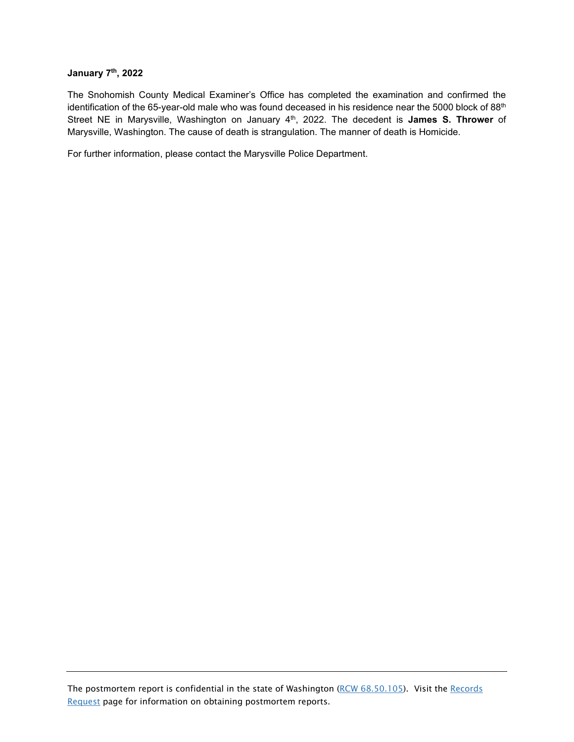**January 7th, 2022**

The Snohomish County Medical Examiner's Office has completed the examination and confirmed the identification of the 65-year-old male who was found deceased in his residence near the 5000 block of 88th Street NE in Marysville, Washington on January 4th, 2022. The decedent is **James S. Thrower** of Marysville, Washington. The cause of death is strangulation. The manner of death is Homicide.

For further information, please contact the Marysville Police Department.

---

The postmortem report is confidential in the state of Washington (RCW 68.50.105). Visit the Records Request page for information on obtaining postmortem reports.